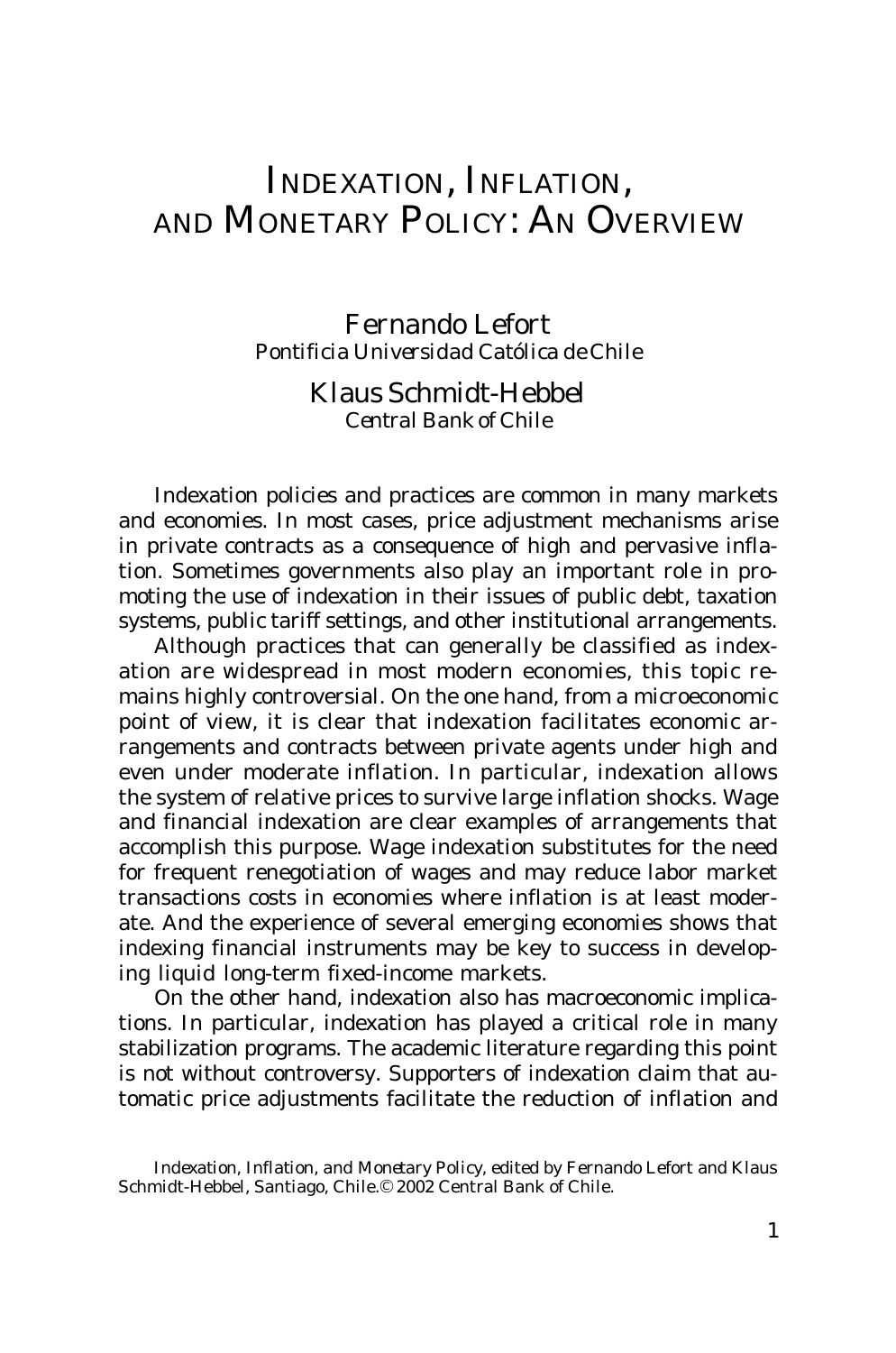# INDEXATION, INFLATION, AND MONETARY POLICY: AN OVERVIEW

Fernando Lefort
*Pontificia Universidad Católica de Chile*

Klaus Schmidt-Hebbel
*Central Bank of Chile*

Indexation policies and practices are common in many markets and economies. In most cases, price adjustment mechanisms arise in private contracts as a consequence of high and pervasive inflation. Sometimes governments also play an important role in promoting the use of indexation in their issues of public debt, taxation systems, public tariff settings, and other institutional arrangements.

Although practices that can generally be classified as indexation are widespread in most modern economies, this topic remains highly controversial. On the one hand, from a microeconomic point of view, it is clear that indexation facilitates economic arrangements and contracts between private agents under high and even under moderate inflation. In particular, indexation allows the system of relative prices to survive large inflation shocks. Wage and financial indexation are clear examples of arrangements that accomplish this purpose. Wage indexation substitutes for the need for frequent renegotiation of wages and may reduce labor market transactions costs in economies where inflation is at least moderate. And the experience of several emerging economies shows that indexing financial instruments may be key to success in developing liquid long-term fixed-income markets.

On the other hand, indexation also has macroeconomic implications. In particular, indexation has played a critical role in many stabilization programs. The academic literature regarding this point is not without controversy. Supporters of indexation claim that automatic price adjustments facilitate the reduction of inflation and

*Indexation, Inflation, and Monetary Policy*, edited by Fernando Lefort and Klaus Schmidt-Hebbel, Santiago, Chile. © 2002 Central Bank of Chile.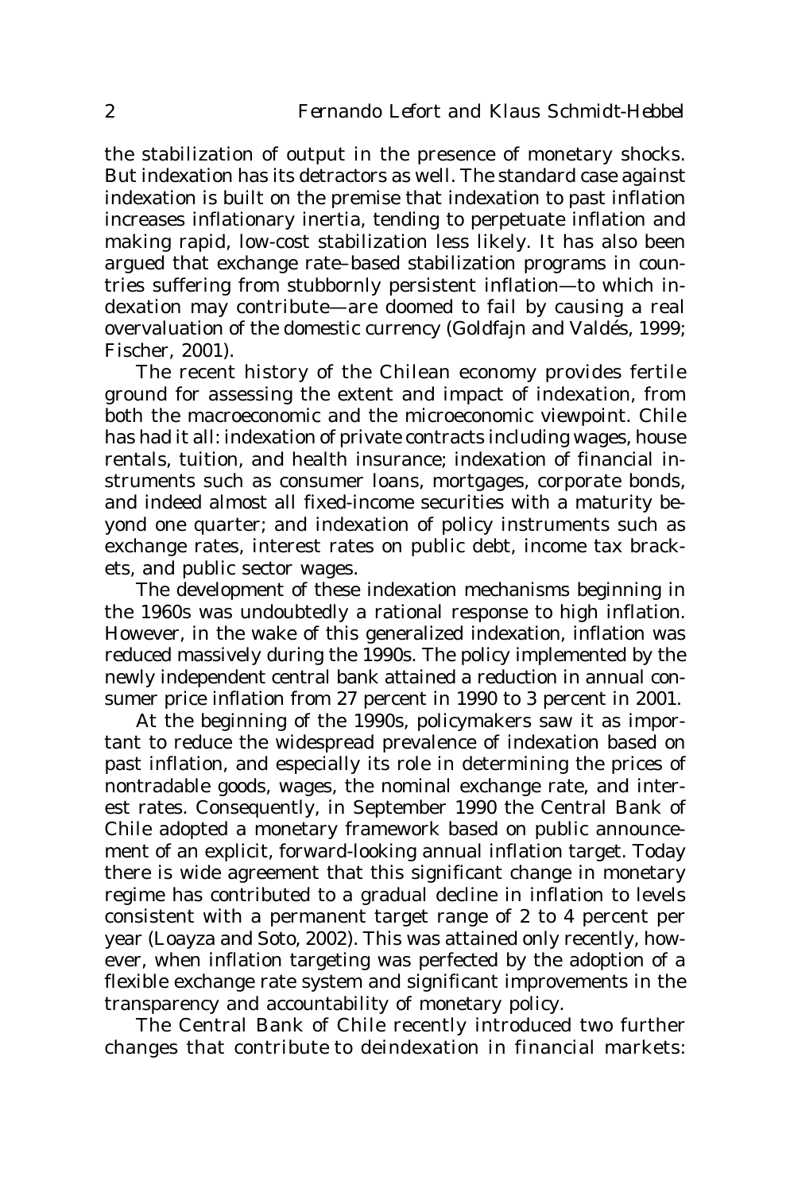the stabilization of output in the presence of monetary shocks. But indexation has its detractors as well. The standard case against indexation is built on the premise that indexation to past inflation increases inflationary inertia, tending to perpetuate inflation and making rapid, low-cost stabilization less likely. It has also been argued that exchange rate–based stabilization programs in countries suffering from stubbornly persistent inflation—to which indexation may contribute—are doomed to fail by causing a real overvaluation of the domestic currency (Goldfajn and Valdés, 1999; Fischer, 2001).

The recent history of the Chilean economy provides fertile ground for assessing the extent and impact of indexation, from both the macroeconomic and the microeconomic viewpoint. Chile has had it all: indexation of private contracts including wages, house rentals, tuition, and health insurance; indexation of financial instruments such as consumer loans, mortgages, corporate bonds, and indeed almost all fixed-income securities with a maturity beyond one quarter; and indexation of policy instruments such as exchange rates, interest rates on public debt, income tax brackets, and public sector wages.

The development of these indexation mechanisms beginning in the 1960s was undoubtedly a rational response to high inflation. However, in the wake of this generalized indexation, inflation was reduced massively during the 1990s. The policy implemented by the newly independent central bank attained a reduction in annual consumer price inflation from 27 percent in 1990 to 3 percent in 2001.

At the beginning of the 1990s, policymakers saw it as important to reduce the widespread prevalence of indexation based on past inflation, and especially its role in determining the prices of nontradable goods, wages, the nominal exchange rate, and interest rates. Consequently, in September 1990 the Central Bank of Chile adopted a monetary framework based on public announcement of an explicit, forward-looking annual inflation target. Today there is wide agreement that this significant change in monetary regime has contributed to a gradual decline in inflation to levels consistent with a permanent target range of 2 to 4 percent per year (Loayza and Soto, 2002). This was attained only recently, however, when inflation targeting was perfected by the adoption of a flexible exchange rate system and significant improvements in the transparency and accountability of monetary policy.

The Central Bank of Chile recently introduced two further changes that contribute to deindexation in financial markets: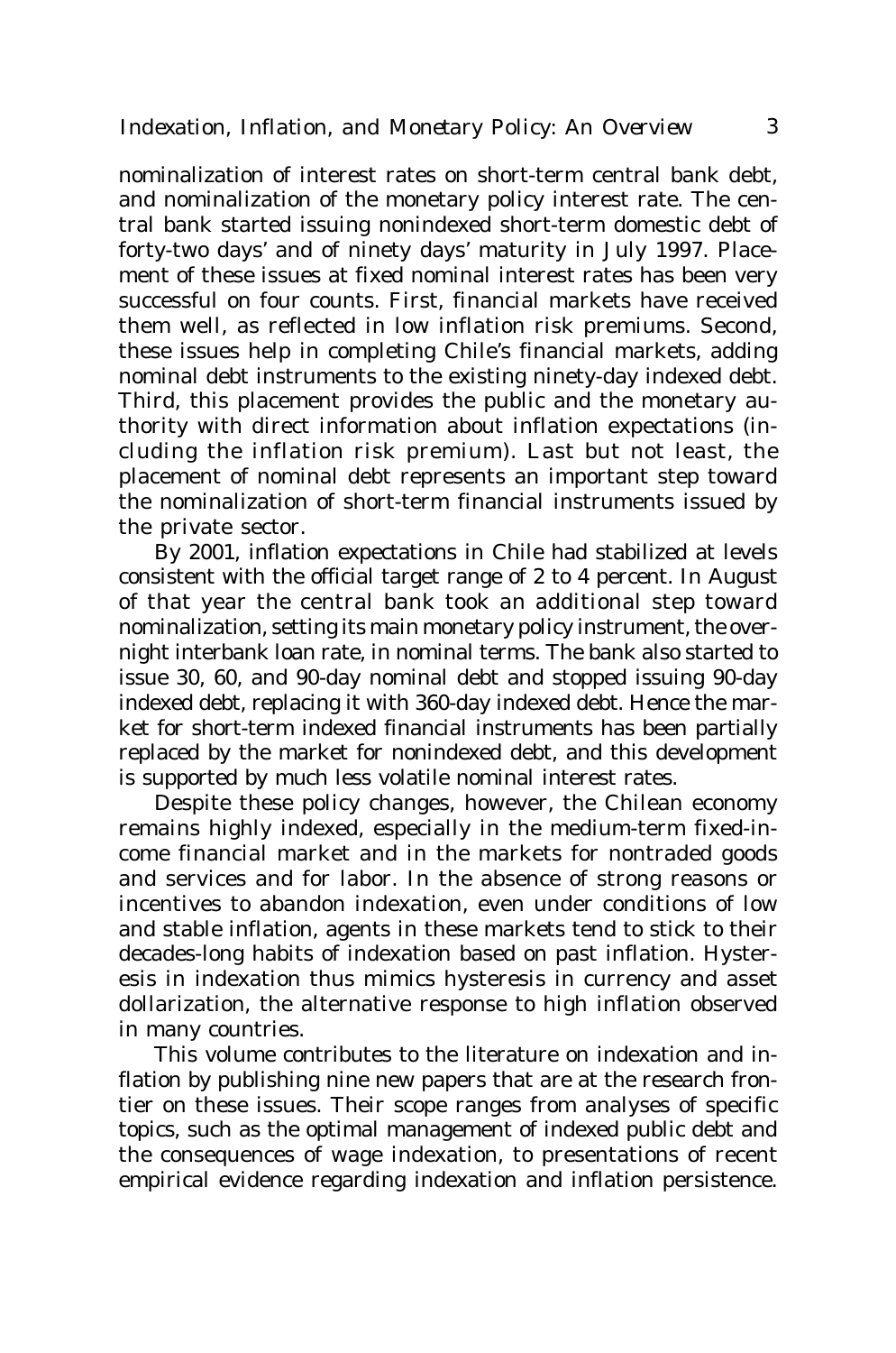nominalization of interest rates on short-term central bank debt, and nominalization of the monetary policy interest rate. The central bank started issuing nonindexed short-term domestic debt of forty-two days' and of ninety days' maturity in July 1997. Placement of these issues at fixed nominal interest rates has been very successful on four counts. First, financial markets have received them well, as reflected in low inflation risk premiums. Second, these issues help in completing Chile's financial markets, adding nominal debt instruments to the existing ninety-day indexed debt. Third, this placement provides the public and the monetary authority with direct information about inflation expectations (including the inflation risk premium). Last but not least, the placement of nominal debt represents an important step toward the nominalization of short-term financial instruments issued by the private sector.

By 2001, inflation expectations in Chile had stabilized at levels consistent with the official target range of 2 to 4 percent. In August of that year the central bank took an additional step toward nominalization, setting its main monetary policy instrument, the overnight interbank loan rate, in nominal terms. The bank also started to issue 30, 60, and 90-day nominal debt and stopped issuing 90-day indexed debt, replacing it with 360-day indexed debt. Hence the market for short-term indexed financial instruments has been partially replaced by the market for nonindexed debt, and this development is supported by much less volatile nominal interest rates.

Despite these policy changes, however, the Chilean economy remains highly indexed, especially in the medium-term fixed-income financial market and in the markets for nontraded goods and services and for labor. In the absence of strong reasons or incentives to abandon indexation, even under conditions of low and stable inflation, agents in these markets tend to stick to their decades-long habits of indexation based on past inflation. Hysteresis in indexation thus mimics hysteresis in currency and asset dollarization, the alternative response to high inflation observed in many countries.

This volume contributes to the literature on indexation and inflation by publishing nine new papers that are at the research frontier on these issues. Their scope ranges from analyses of specific topics, such as the optimal management of indexed public debt and the consequences of wage indexation, to presentations of recent empirical evidence regarding indexation and inflation persistence.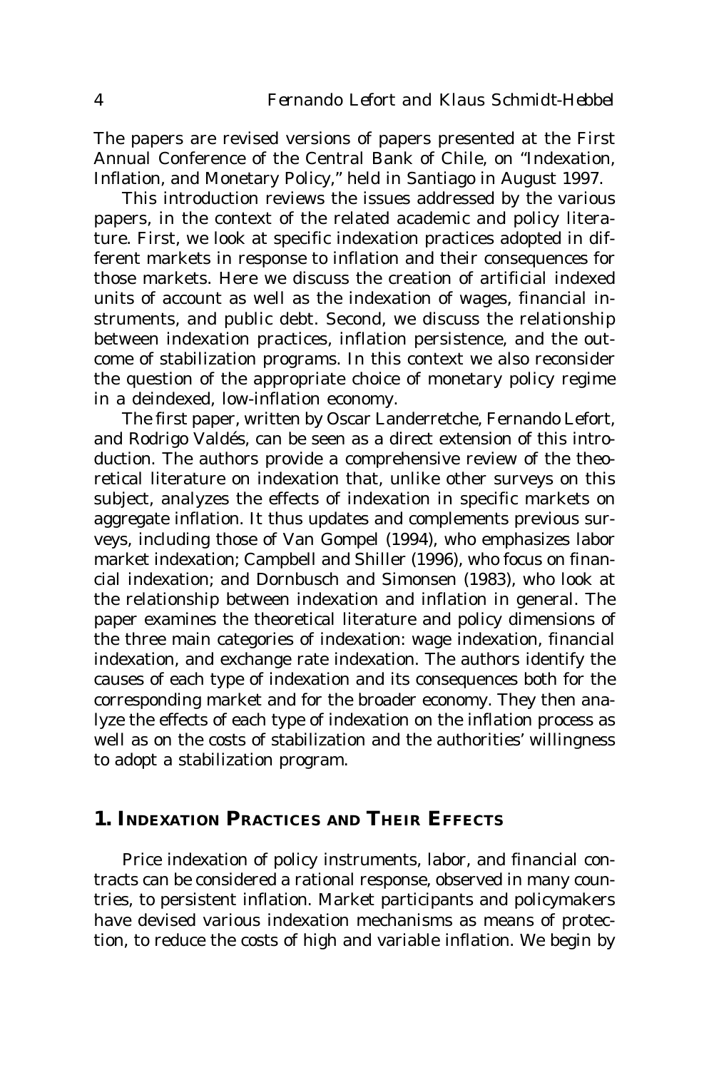The papers are revised versions of papers presented at the First Annual Conference of the Central Bank of Chile, on "Indexation, Inflation, and Monetary Policy," held in Santiago in August 1997.

This introduction reviews the issues addressed by the various papers, in the context of the related academic and policy literature. First, we look at specific indexation practices adopted in different markets in response to inflation and their consequences for those markets. Here we discuss the creation of artificial indexed units of account as well as the indexation of wages, financial instruments, and public debt. Second, we discuss the relationship between indexation practices, inflation persistence, and the outcome of stabilization programs. In this context we also reconsider the question of the appropriate choice of monetary policy regime in a deindexed, low-inflation economy.

The first paper, written by Oscar Landerretche, Fernando Lefort, and Rodrigo Valdés, can be seen as a direct extension of this introduction. The authors provide a comprehensive review of the theoretical literature on indexation that, unlike other surveys on this subject, analyzes the effects of indexation in specific markets on aggregate inflation. It thus updates and complements previous surveys, including those of Van Gompel (1994), who emphasizes labor market indexation; Campbell and Shiller (1996), who focus on financial indexation; and Dornbusch and Simonsen (1983), who look at the relationship between indexation and inflation in general. The paper examines the theoretical literature and policy dimensions of the three main categories of indexation: wage indexation, financial indexation, and exchange rate indexation. The authors identify the causes of each type of indexation and its consequences both for the corresponding market and for the broader economy. They then analyze the effects of each type of indexation on the inflation process as well as on the costs of stabilization and the authorities' willingness to adopt a stabilization program.

## 1. Indexation Practices and Their Effects

Price indexation of policy instruments, labor, and financial contracts can be considered a rational response, observed in many countries, to persistent inflation. Market participants and policymakers have devised various indexation mechanisms as means of protection, to reduce the costs of high and variable inflation. We begin by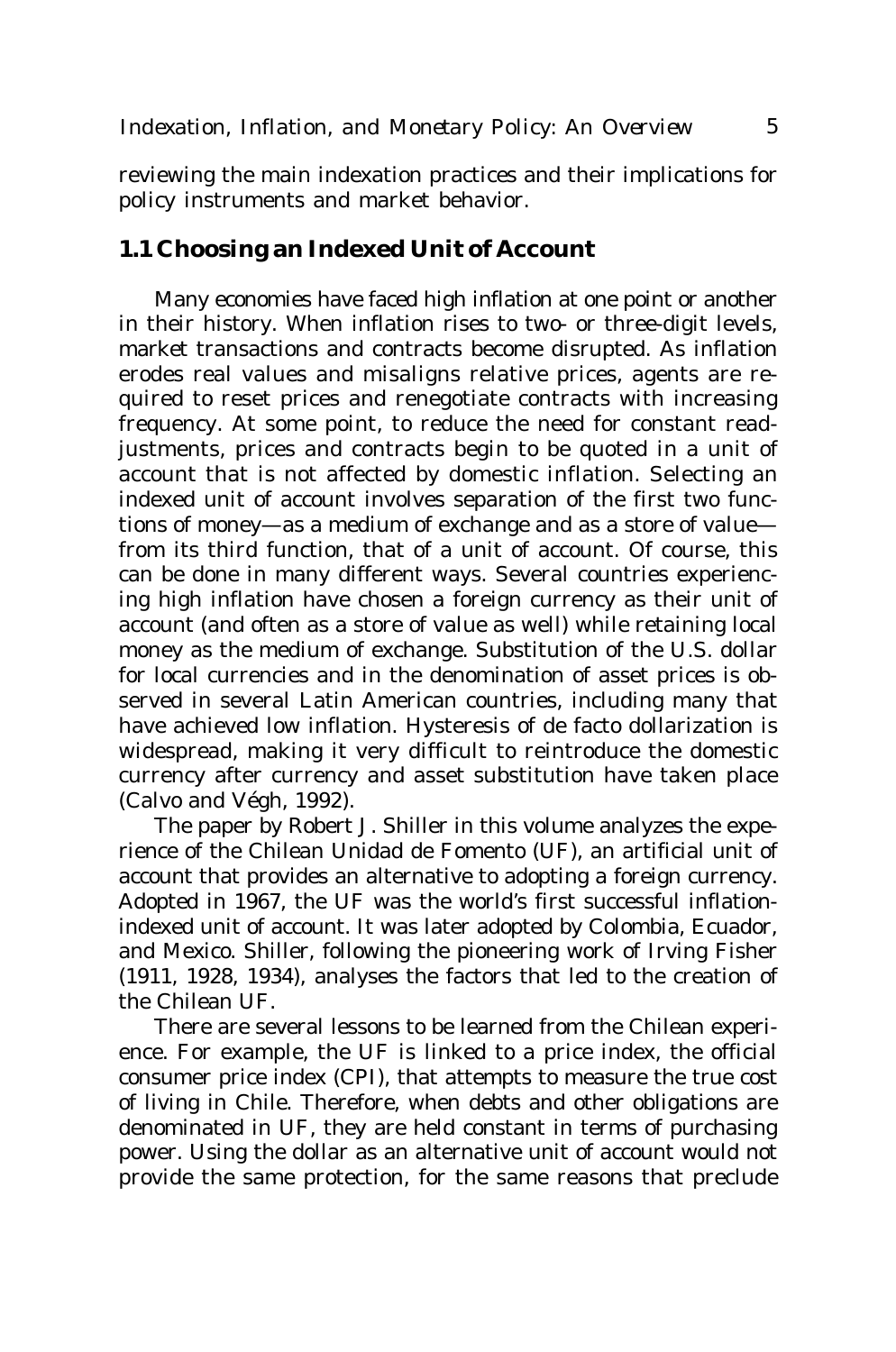reviewing the main indexation practices and their implications for policy instruments and market behavior.

## 1.1 Choosing an Indexed Unit of Account

Many economies have faced high inflation at one point or another in their history. When inflation rises to two- or three-digit levels, market transactions and contracts become disrupted. As inflation erodes real values and misaligns relative prices, agents are required to reset prices and renegotiate contracts with increasing frequency. At some point, to reduce the need for constant readjustments, prices and contracts begin to be quoted in a unit of account that is not affected by domestic inflation. Selecting an indexed unit of account involves separation of the first two functions of money—as a medium of exchange and as a store of value—from its third function, that of a unit of account. Of course, this can be done in many different ways. Several countries experiencing high inflation have chosen a foreign currency as their unit of account (and often as a store of value as well) while retaining local money as the medium of exchange. Substitution of the U.S. dollar for local currencies and in the denomination of asset prices is observed in several Latin American countries, including many that have achieved low inflation. Hysteresis of de facto dollarization is widespread, making it very difficult to reintroduce the domestic currency after currency and asset substitution have taken place (Calvo and Végh, 1992).

The paper by Robert J. Shiller in this volume analyzes the experience of the Chilean Unidad de Fomento (UF), an artificial unit of account that provides an alternative to adopting a foreign currency. Adopted in 1967, the UF was the world's first successful inflation-indexed unit of account. It was later adopted by Colombia, Ecuador, and Mexico. Shiller, following the pioneering work of Irving Fisher (1911, 1928, 1934), analyses the factors that led to the creation of the Chilean UF.

There are several lessons to be learned from the Chilean experience. For example, the UF is linked to a price index, the official consumer price index (CPI), that attempts to measure the true cost of living in Chile. Therefore, when debts and other obligations are denominated in UF, they are held constant in terms of purchasing power. Using the dollar as an alternative unit of account would not provide the same protection, for the same reasons that preclude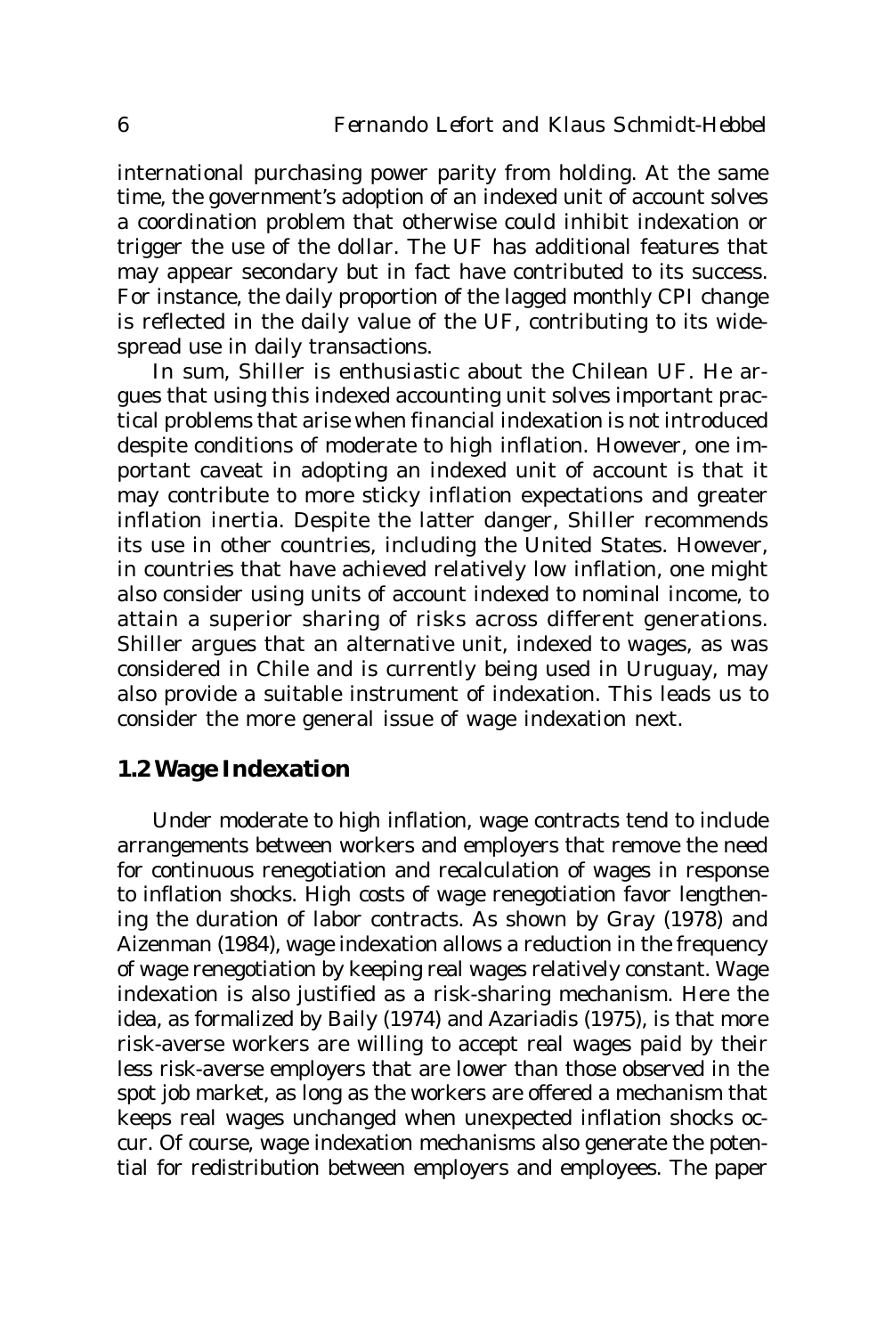international purchasing power parity from holding. At the same time, the government's adoption of an indexed unit of account solves a coordination problem that otherwise could inhibit indexation or trigger the use of the dollar. The UF has additional features that may appear secondary but in fact have contributed to its success. For instance, the daily proportion of the lagged monthly CPI change is reflected in the daily value of the UF, contributing to its widespread use in daily transactions.

In sum, Shiller is enthusiastic about the Chilean UF. He argues that using this indexed accounting unit solves important practical problems that arise when financial indexation is not introduced despite conditions of moderate to high inflation. However, one important caveat in adopting an indexed unit of account is that it may contribute to more sticky inflation expectations and greater inflation inertia. Despite the latter danger, Shiller recommends its use in other countries, including the United States. However, in countries that have achieved relatively low inflation, one might also consider using units of account indexed to nominal income, to attain a superior sharing of risks across different generations. Shiller argues that an alternative unit, indexed to wages, as was considered in Chile and is currently being used in Uruguay, may also provide a suitable instrument of indexation. This leads us to consider the more general issue of wage indexation next.

## 1.2 Wage Indexation

Under moderate to high inflation, wage contracts tend to include arrangements between workers and employers that remove the need for continuous renegotiation and recalculation of wages in response to inflation shocks. High costs of wage renegotiation favor lengthening the duration of labor contracts. As shown by Gray (1978) and Aizenman (1984), wage indexation allows a reduction in the frequency of wage renegotiation by keeping real wages relatively constant. Wage indexation is also justified as a risk-sharing mechanism. Here the idea, as formalized by Baily (1974) and Azariadis (1975), is that more risk-averse workers are willing to accept real wages paid by their less risk-averse employers that are lower than those observed in the spot job market, as long as the workers are offered a mechanism that keeps real wages unchanged when unexpected inflation shocks occur. Of course, wage indexation mechanisms also generate the potential for redistribution between employers and employees. The paper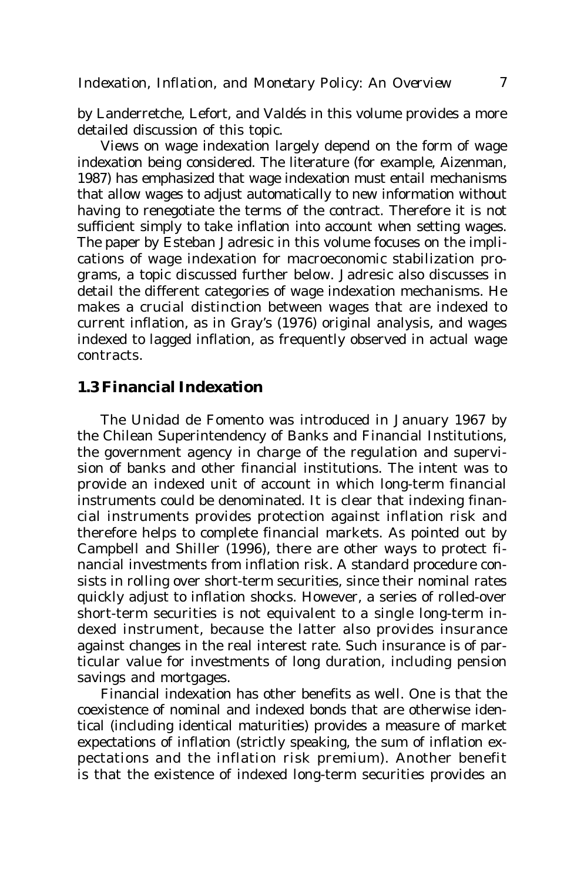by Landerretche, Lefort, and Valdés in this volume provides a more detailed discussion of this topic.

Views on wage indexation largely depend on the form of wage indexation being considered. The literature (for example, Aizenman, 1987) has emphasized that wage indexation must entail mechanisms that allow wages to adjust automatically to new information without having to renegotiate the terms of the contract. Therefore it is not sufficient simply to take inflation into account when setting wages. The paper by Esteban Jadresic in this volume focuses on the implications of wage indexation for macroeconomic stabilization programs, a topic discussed further below. Jadresic also discusses in detail the different categories of wage indexation mechanisms. He makes a crucial distinction between wages that are indexed to current inflation, as in Gray's (1976) original analysis, and wages indexed to lagged inflation, as frequently observed in actual wage contracts.

## 1.3 Financial Indexation

The Unidad de Fomento was introduced in January 1967 by the Chilean Superintendency of Banks and Financial Institutions, the government agency in charge of the regulation and supervision of banks and other financial institutions. The intent was to provide an indexed unit of account in which long-term financial instruments could be denominated. It is clear that indexing financial instruments provides protection against inflation risk and therefore helps to complete financial markets. As pointed out by Campbell and Shiller (1996), there are other ways to protect financial investments from inflation risk. A standard procedure consists in rolling over short-term securities, since their nominal rates quickly adjust to inflation shocks. However, a series of rolled-over short-term securities is not equivalent to a single long-term indexed instrument, because the latter also provides insurance against changes in the real interest rate. Such insurance is of particular value for investments of long duration, including pension savings and mortgages.

Financial indexation has other benefits as well. One is that the coexistence of nominal and indexed bonds that are otherwise identical (including identical maturities) provides a measure of market expectations of inflation (strictly speaking, the sum of inflation expectations and the inflation risk premium). Another benefit is that the existence of indexed long-term securities provides an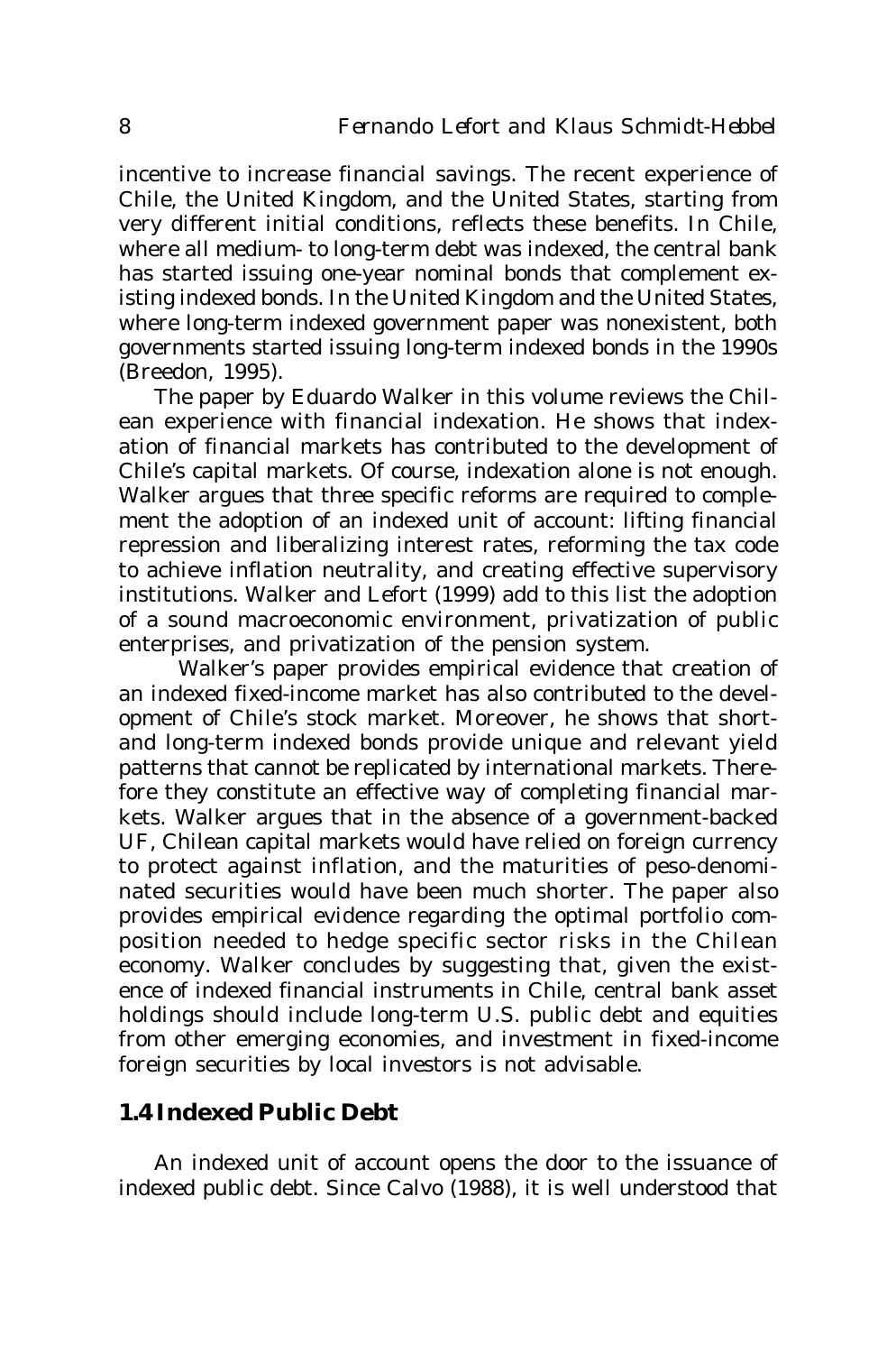incentive to increase financial savings. The recent experience of Chile, the United Kingdom, and the United States, starting from very different initial conditions, reflects these benefits. In Chile, where all medium- to long-term debt was indexed, the central bank has started issuing one-year nominal bonds that complement existing indexed bonds. In the United Kingdom and the United States, where long-term indexed government paper was nonexistent, both governments started issuing long-term indexed bonds in the 1990s (Breedon, 1995).

The paper by Eduardo Walker in this volume reviews the Chilean experience with financial indexation. He shows that indexation of financial markets has contributed to the development of Chile's capital markets. Of course, indexation alone is not enough. Walker argues that three specific reforms are required to complement the adoption of an indexed unit of account: lifting financial repression and liberalizing interest rates, reforming the tax code to achieve inflation neutrality, and creating effective supervisory institutions. Walker and Lefort (1999) add to this list the adoption of a sound macroeconomic environment, privatization of public enterprises, and privatization of the pension system.

Walker's paper provides empirical evidence that creation of an indexed fixed-income market has also contributed to the development of Chile's stock market. Moreover, he shows that short- and long-term indexed bonds provide unique and relevant yield patterns that cannot be replicated by international markets. Therefore they constitute an effective way of completing financial markets. Walker argues that in the absence of a government-backed UF, Chilean capital markets would have relied on foreign currency to protect against inflation, and the maturities of peso-denominated securities would have been much shorter. The paper also provides empirical evidence regarding the optimal portfolio composition needed to hedge specific sector risks in the Chilean economy. Walker concludes by suggesting that, given the existence of indexed financial instruments in Chile, central bank asset holdings should include long-term U.S. public debt and equities from other emerging economies, and investment in fixed-income foreign securities by local investors is not advisable.

## 1.4 Indexed Public Debt

An indexed unit of account opens the door to the issuance of indexed public debt. Since Calvo (1988), it is well understood that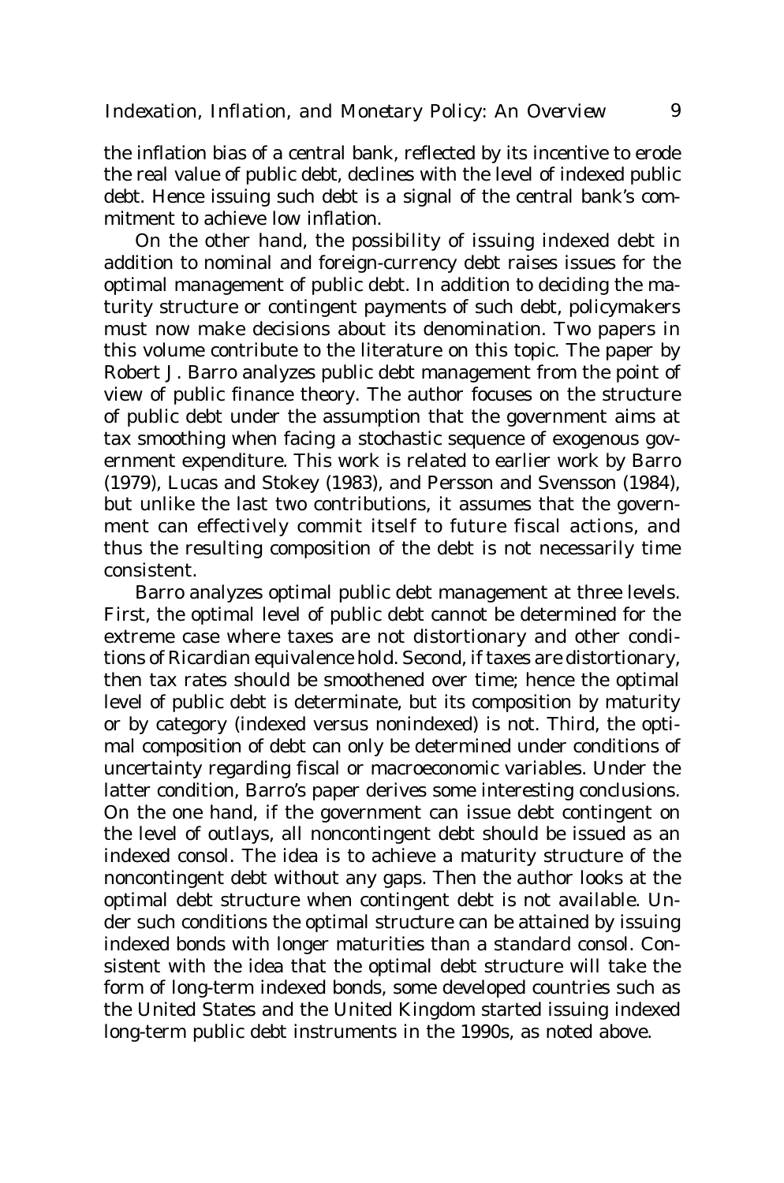the inflation bias of a central bank, reflected by its incentive to erode the real value of public debt, declines with the level of indexed public debt. Hence issuing such debt is a signal of the central bank's commitment to achieve low inflation.

On the other hand, the possibility of issuing indexed debt in addition to nominal and foreign-currency debt raises issues for the optimal management of public debt. In addition to deciding the maturity structure or contingent payments of such debt, policymakers must now make decisions about its denomination. Two papers in this volume contribute to the literature on this topic. The paper by Robert J. Barro analyzes public debt management from the point of view of public finance theory. The author focuses on the structure of public debt under the assumption that the government aims at tax smoothing when facing a stochastic sequence of exogenous government expenditure. This work is related to earlier work by Barro (1979), Lucas and Stokey (1983), and Persson and Svensson (1984), but unlike the last two contributions, it assumes that the government can effectively commit itself to future fiscal actions, and thus the resulting composition of the debt is not necessarily time consistent.

Barro analyzes optimal public debt management at three levels. First, the optimal level of public debt cannot be determined for the extreme case where taxes are not distortionary and other conditions of Ricardian equivalence hold. Second, if taxes are distortionary, then tax rates should be smoothened over time; hence the optimal level of public debt is determinate, but its composition by maturity or by category (indexed versus nonindexed) is not. Third, the optimal composition of debt can only be determined under conditions of uncertainty regarding fiscal or macroeconomic variables. Under the latter condition, Barro's paper derives some interesting conclusions. On the one hand, if the government can issue debt contingent on the level of outlays, all noncontingent debt should be issued as an indexed consol. The idea is to achieve a maturity structure of the noncontingent debt without any gaps. Then the author looks at the optimal debt structure when contingent debt is not available. Under such conditions the optimal structure can be attained by issuing indexed bonds with longer maturities than a standard consol. Consistent with the idea that the optimal debt structure will take the form of long-term indexed bonds, some developed countries such as the United States and the United Kingdom started issuing indexed long-term public debt instruments in the 1990s, as noted above.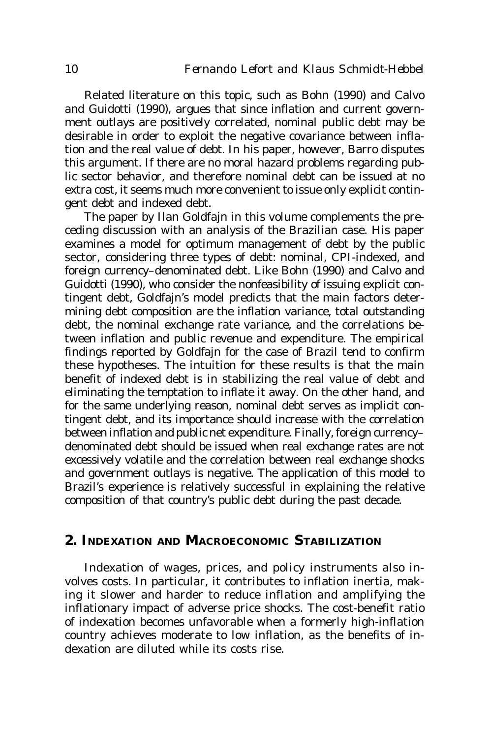Related literature on this topic, such as Bohn (1990) and Calvo and Guidotti (1990), argues that since inflation and current government outlays are positively correlated, nominal public debt may be desirable in order to exploit the negative covariance between inflation and the real value of debt. In his paper, however, Barro disputes this argument. If there are no moral hazard problems regarding public sector behavior, and therefore nominal debt can be issued at no extra cost, it seems much more convenient to issue only explicit contingent debt and indexed debt.

The paper by Ilan Goldfajn in this volume complements the preceding discussion with an analysis of the Brazilian case. His paper examines a model for optimum management of debt by the public sector, considering three types of debt: nominal, CPI-indexed, and foreign currency–denominated debt. Like Bohn (1990) and Calvo and Guidotti (1990), who consider the nonfeasibility of issuing explicit contingent debt, Goldfajn's model predicts that the main factors determining debt composition are the inflation variance, total outstanding debt, the nominal exchange rate variance, and the correlations between inflation and public revenue and expenditure. The empirical findings reported by Goldfajn for the case of Brazil tend to confirm these hypotheses. The intuition for these results is that the main benefit of indexed debt is in stabilizing the real value of debt and eliminating the temptation to inflate it away. On the other hand, and for the same underlying reason, nominal debt serves as implicit contingent debt, and its importance should increase with the correlation between inflation and public net expenditure. Finally, foreign currency–denominated debt should be issued when real exchange rates are not excessively volatile and the correlation between real exchange shocks and government outlays is negative. The application of this model to Brazil's experience is relatively successful in explaining the relative composition of that country's public debt during the past decade.

## 2. Indexation and Macroeconomic Stabilization

Indexation of wages, prices, and policy instruments also involves costs. In particular, it contributes to inflation inertia, making it slower and harder to reduce inflation and amplifying the inflationary impact of adverse price shocks. The cost-benefit ratio of indexation becomes unfavorable when a formerly high-inflation country achieves moderate to low inflation, as the benefits of indexation are diluted while its costs rise.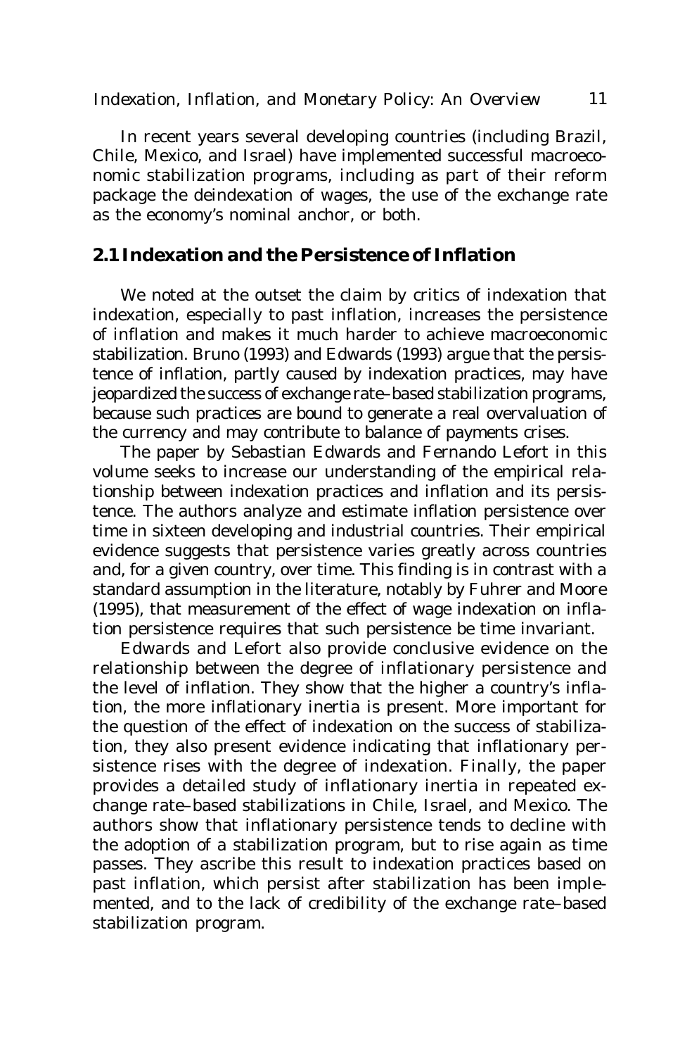In recent years several developing countries (including Brazil, Chile, Mexico, and Israel) have implemented successful macroeconomic stabilization programs, including as part of their reform package the deindexation of wages, the use of the exchange rate as the economy's nominal anchor, or both.

## 2.1 Indexation and the Persistence of Inflation

We noted at the outset the claim by critics of indexation that indexation, especially to past inflation, increases the persistence of inflation and makes it much harder to achieve macroeconomic stabilization. Bruno (1993) and Edwards (1993) argue that the persistence of inflation, partly caused by indexation practices, may have jeopardized the success of exchange rate–based stabilization programs, because such practices are bound to generate a real overvaluation of the currency and may contribute to balance of payments crises.

The paper by Sebastian Edwards and Fernando Lefort in this volume seeks to increase our understanding of the empirical relationship between indexation practices and inflation and its persistence. The authors analyze and estimate inflation persistence over time in sixteen developing and industrial countries. Their empirical evidence suggests that persistence varies greatly across countries and, for a given country, over time. This finding is in contrast with a standard assumption in the literature, notably by Fuhrer and Moore (1995), that measurement of the effect of wage indexation on inflation persistence requires that such persistence be time invariant.

Edwards and Lefort also provide conclusive evidence on the relationship between the degree of inflationary persistence and the level of inflation. They show that the higher a country's inflation, the more inflationary inertia is present. More important for the question of the effect of indexation on the success of stabilization, they also present evidence indicating that inflationary persistence rises with the degree of indexation. Finally, the paper provides a detailed study of inflationary inertia in repeated exchange rate–based stabilizations in Chile, Israel, and Mexico. The authors show that inflationary persistence tends to decline with the adoption of a stabilization program, but to rise again as time passes. They ascribe this result to indexation practices based on past inflation, which persist after stabilization has been implemented, and to the lack of credibility of the exchange rate–based stabilization program.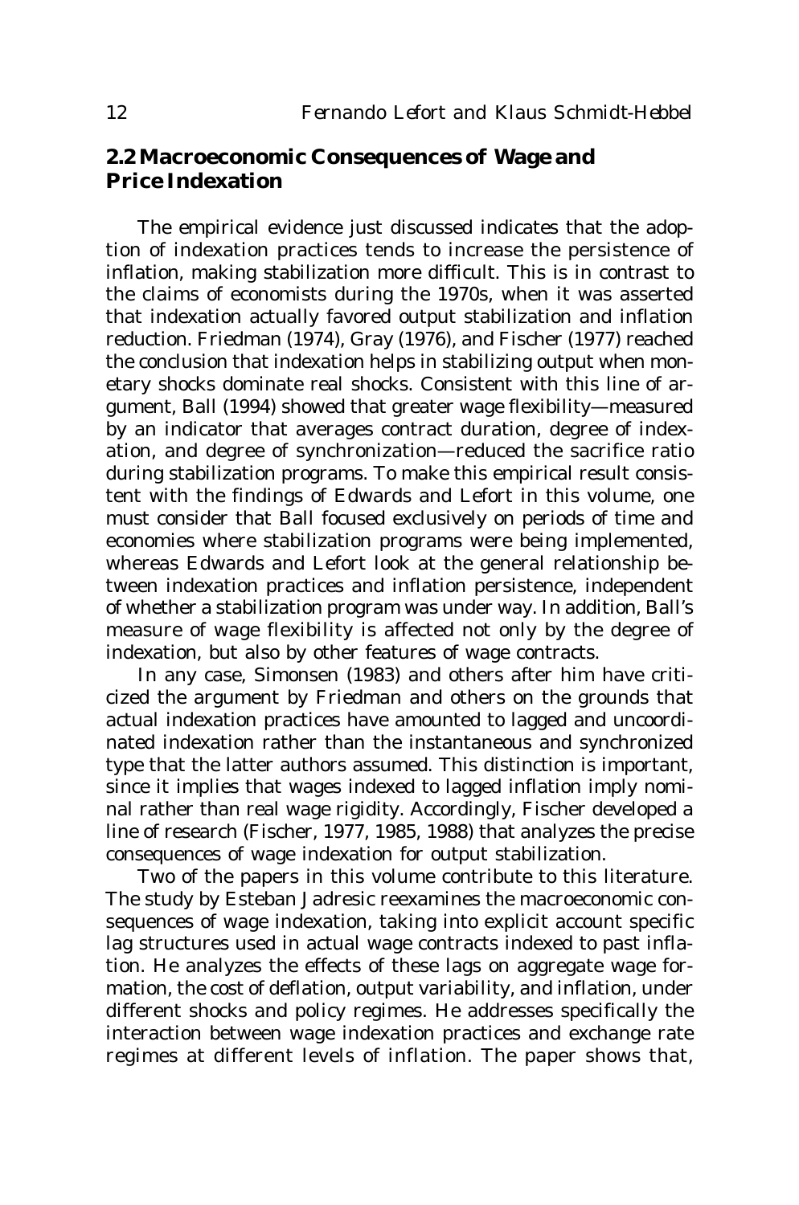## 2.2 Macroeconomic Consequences of Wage and Price Indexation

The empirical evidence just discussed indicates that the adoption of indexation practices tends to increase the persistence of inflation, making stabilization more difficult. This is in contrast to the claims of economists during the 1970s, when it was asserted that indexation actually favored output stabilization and inflation reduction. Friedman (1974), Gray (1976), and Fischer (1977) reached the conclusion that indexation helps in stabilizing output when monetary shocks dominate real shocks. Consistent with this line of argument, Ball (1994) showed that greater wage flexibility—measured by an indicator that averages contract duration, degree of indexation, and degree of synchronization—reduced the sacrifice ratio during stabilization programs. To make this empirical result consistent with the findings of Edwards and Lefort in this volume, one must consider that Ball focused exclusively on periods of time and economies where stabilization programs were being implemented, whereas Edwards and Lefort look at the general relationship between indexation practices and inflation persistence, independent of whether a stabilization program was under way. In addition, Ball's measure of wage flexibility is affected not only by the degree of indexation, but also by other features of wage contracts.

In any case, Simonsen (1983) and others after him have criticized the argument by Friedman and others on the grounds that actual indexation practices have amounted to lagged and uncoordinated indexation rather than the instantaneous and synchronized type that the latter authors assumed. This distinction is important, since it implies that wages indexed to lagged inflation imply nominal rather than real wage rigidity. Accordingly, Fischer developed a line of research (Fischer, 1977, 1985, 1988) that analyzes the precise consequences of wage indexation for output stabilization.

Two of the papers in this volume contribute to this literature. The study by Esteban Jadresic reexamines the macroeconomic consequences of wage indexation, taking into explicit account specific lag structures used in actual wage contracts indexed to past inflation. He analyzes the effects of these lags on aggregate wage formation, the cost of deflation, output variability, and inflation, under different shocks and policy regimes. He addresses specifically the interaction between wage indexation practices and exchange rate regimes at different levels of inflation. The paper shows that,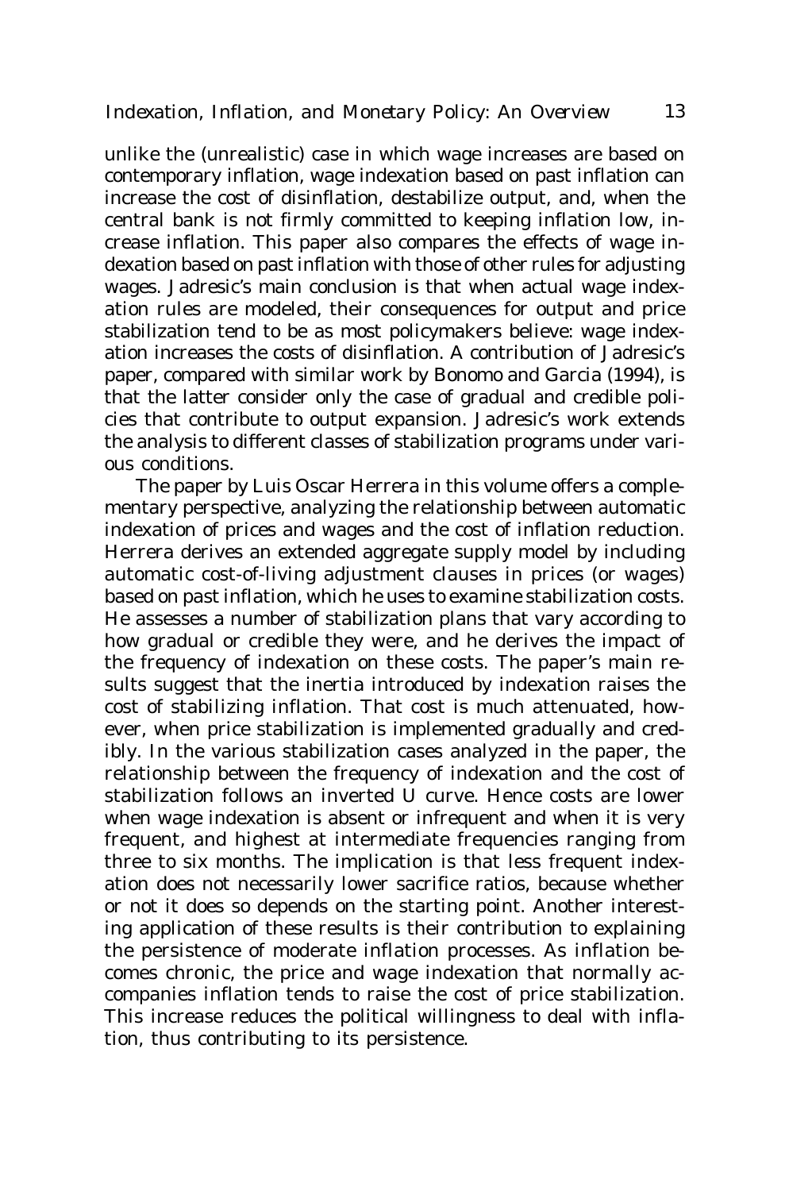unlike the (unrealistic) case in which wage increases are based on contemporary inflation, wage indexation based on past inflation can increase the cost of disinflation, destabilize output, and, when the central bank is not firmly committed to keeping inflation low, increase inflation. This paper also compares the effects of wage indexation based on past inflation with those of other rules for adjusting wages. Jadresic's main conclusion is that when actual wage indexation rules are modeled, their consequences for output and price stabilization tend to be as most policymakers believe: wage indexation increases the costs of disinflation. A contribution of Jadresic's paper, compared with similar work by Bonomo and Garcia (1994), is that the latter consider only the case of gradual and credible policies that contribute to output expansion. Jadresic's work extends the analysis to different classes of stabilization programs under various conditions.

The paper by Luis Oscar Herrera in this volume offers a complementary perspective, analyzing the relationship between automatic indexation of prices and wages and the cost of inflation reduction. Herrera derives an extended aggregate supply model by including automatic cost-of-living adjustment clauses in prices (or wages) based on past inflation, which he uses to examine stabilization costs. He assesses a number of stabilization plans that vary according to how gradual or credible they were, and he derives the impact of the frequency of indexation on these costs. The paper's main results suggest that the inertia introduced by indexation raises the cost of stabilizing inflation. That cost is much attenuated, however, when price stabilization is implemented gradually and credibly. In the various stabilization cases analyzed in the paper, the relationship between the frequency of indexation and the cost of stabilization follows an inverted U curve. Hence costs are lower when wage indexation is absent or infrequent and when it is very frequent, and highest at intermediate frequencies ranging from three to six months. The implication is that less frequent indexation does not necessarily lower sacrifice ratios, because whether or not it does so depends on the starting point. Another interesting application of these results is their contribution to explaining the persistence of moderate inflation processes. As inflation becomes chronic, the price and wage indexation that normally accompanies inflation tends to raise the cost of price stabilization. This increase reduces the political willingness to deal with inflation, thus contributing to its persistence.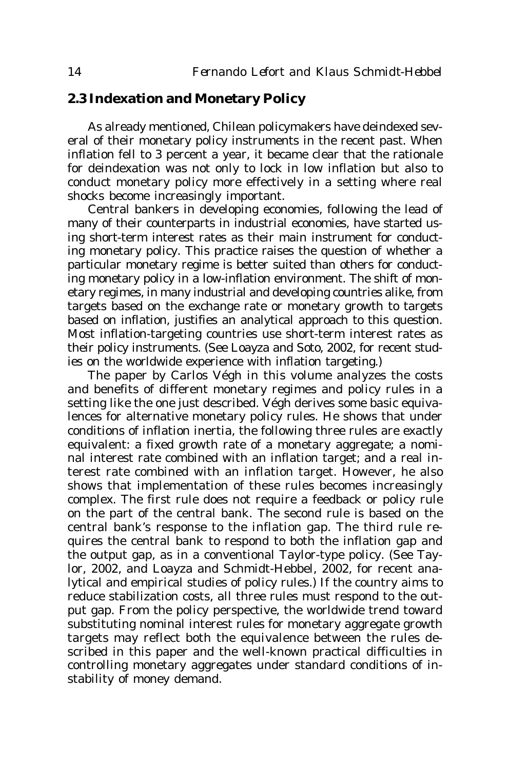## 2.3 Indexation and Monetary Policy

As already mentioned, Chilean policymakers have deindexed several of their monetary policy instruments in the recent past. When inflation fell to 3 percent a year, it became clear that the rationale for deindexation was not only to lock in low inflation but also to conduct monetary policy more effectively in a setting where real shocks become increasingly important.

Central bankers in developing economies, following the lead of many of their counterparts in industrial economies, have started using short-term interest rates as their main instrument for conducting monetary policy. This practice raises the question of whether a particular monetary regime is better suited than others for conducting monetary policy in a low-inflation environment. The shift of monetary regimes, in many industrial and developing countries alike, from targets based on the exchange rate or monetary growth to targets based on inflation, justifies an analytical approach to this question. Most inflation-targeting countries use short-term interest rates as their policy instruments. (See Loayza and Soto, 2002, for recent studies on the worldwide experience with inflation targeting.)

The paper by Carlos Végh in this volume analyzes the costs and benefits of different monetary regimes and policy rules in a setting like the one just described. Végh derives some basic equivalences for alternative monetary policy rules. He shows that under conditions of inflation inertia, the following three rules are exactly equivalent: a fixed growth rate of a monetary aggregate; a nominal interest rate combined with an inflation target; and a real interest rate combined with an inflation target. However, he also shows that implementation of these rules becomes increasingly complex. The first rule does not require a feedback or policy rule on the part of the central bank. The second rule is based on the central bank's response to the inflation gap. The third rule requires the central bank to respond to both the inflation gap and the output gap, as in a conventional Taylor-type policy. (See Taylor, 2002, and Loayza and Schmidt-Hebbel, 2002, for recent analytical and empirical studies of policy rules.) If the country aims to reduce stabilization costs, all three rules must respond to the output gap. From the policy perspective, the worldwide trend toward substituting nominal interest rules for monetary aggregate growth targets may reflect both the equivalence between the rules described in this paper and the well-known practical difficulties in controlling monetary aggregates under standard conditions of instability of money demand.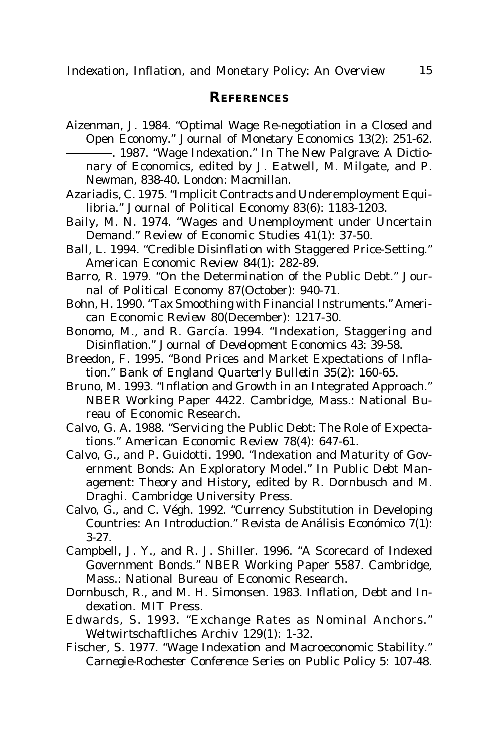## REFERENCES

Aizenman, J. 1984. "Optimal Wage Re-negotiation in a Closed and Open Economy." *Journal of Monetary Economics* 13(2): 251-62.

———. 1987. "Wage Indexation." In *The New Palgrave: A Dictionary of Economics*, edited by J. Eatwell, M. Milgate, and P. Newman, 838-40. London: Macmillan.

Azariadis, C. 1975. "Implicit Contracts and Underemployment Equilibria." *Journal of Political Economy* 83(6): 1183-1203.

Baily, M. N. 1974. "Wages and Unemployment under Uncertain Demand." *Review of Economic Studies* 41(1): 37-50.

Ball, L. 1994. "Credible Disinflation with Staggered Price-Setting." *American Economic Review* 84(1): 282-89.

Barro, R. 1979. "On the Determination of the Public Debt." *Journal of Political Economy* 87(October): 940-71.

Bohn, H. 1990. "Tax Smoothing with Financial Instruments." *American Economic Review* 80(December): 1217-30.

Bonomo, M., and R. García. 1994. "Indexation, Staggering and Disinflation." *Journal of Development Economics* 43: 39-58.

Breedon, F. 1995. "Bond Prices and Market Expectations of Inflation." *Bank of England Quarterly Bulletin* 35(2): 160-65.

Bruno, M. 1993. "Inflation and Growth in an Integrated Approach." NBER Working Paper 4422. Cambridge, Mass.: National Bureau of Economic Research.

Calvo, G. A. 1988. "Servicing the Public Debt: The Role of Expectations." *American Economic Review* 78(4): 647-61.

Calvo, G., and P. Guidotti. 1990. "Indexation and Maturity of Government Bonds: An Exploratory Model." In *Public Debt Management: Theory and History*, edited by R. Dornbusch and M. Draghi. Cambridge University Press.

Calvo, G., and C. Végh. 1992. "Currency Substitution in Developing Countries: An Introduction." *Revista de Análisis Económico* 7(1): 3-27.

Campbell, J. Y., and R. J. Shiller. 1996. "A Scorecard of Indexed Government Bonds." NBER Working Paper 5587. Cambridge, Mass.: National Bureau of Economic Research.

Dornbusch, R., and M. H. Simonsen. 1983. *Inflation, Debt and Indexation*. MIT Press.

Edwards, S. 1993. "Exchange Rates as Nominal Anchors." *Weltwirtschaftliches Archiv* 129(1): 1-32.

Fischer, S. 1977. "Wage Indexation and Macroeconomic Stability." *Carnegie-Rochester Conference Series on Public Policy* 5: 107-48.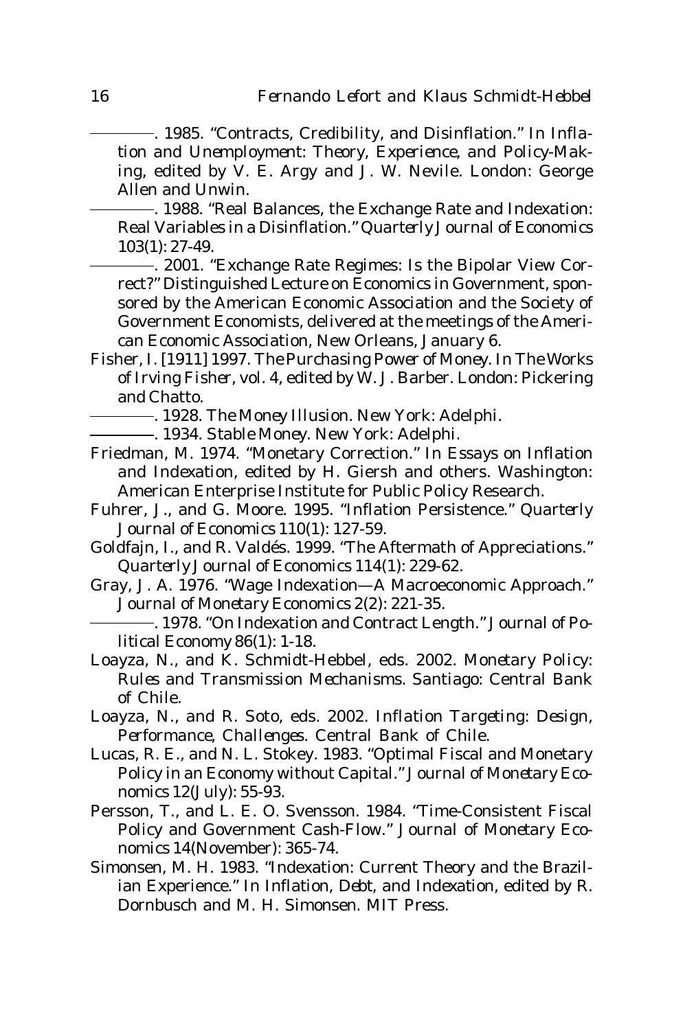———. 1985. "Contracts, Credibility, and Disinflation." In *Inflation and Unemployment: Theory, Experience, and Policy-Making*, edited by V. E. Argy and J. W. Nevile. London: George Allen and Unwin.

———. 1988. "Real Balances, the Exchange Rate and Indexation: Real Variables in a Disinflation." *Quarterly Journal of Economics* 103(1): 27-49.

———. 2001. "Exchange Rate Regimes: Is the Bipolar View Correct?" Distinguished Lecture on Economics in Government, sponsored by the American Economic Association and the Society of Government Economists, delivered at the meetings of the American Economic Association, New Orleans, January 6.

Fisher, I. [1911] 1997. *The Purchasing Power of Money*. In *The Works of Irving Fisher*, vol. 4, edited by W. J. Barber. London: Pickering and Chatto.

———. 1928. *The Money Illusion*. New York: Adelphi.

———. 1934. *Stable Money*. New York: Adelphi.

Friedman, M. 1974. "Monetary Correction." In *Essays on Inflation and Indexation*, edited by H. Giersh and others. Washington: American Enterprise Institute for Public Policy Research.

Fuhrer, J., and G. Moore. 1995. "Inflation Persistence." *Quarterly Journal of Economics* 110(1): 127-59.

Goldfajn, I., and R. Valdés. 1999. "The Aftermath of Appreciations." *Quarterly Journal of Economics* 114(1): 229-62.

Gray, J. A. 1976. "Wage Indexation—A Macroeconomic Approach." *Journal of Monetary Economics* 2(2): 221-35.

———. 1978. "On Indexation and Contract Length." *Journal of Political Economy* 86(1): 1-18.

Loayza, N., and K. Schmidt-Hebbel, eds. 2002. *Monetary Policy: Rules and Transmission Mechanisms*. Santiago: Central Bank of Chile.

Loayza, N., and R. Soto, eds. 2002. *Inflation Targeting: Design, Performance, Challenges*. Central Bank of Chile.

Lucas, R. E., and N. L. Stokey. 1983. "Optimal Fiscal and Monetary Policy in an Economy without Capital." *Journal of Monetary Economics* 12(July): 55-93.

Persson, T., and L. E. O. Svensson. 1984. "Time-Consistent Fiscal Policy and Government Cash-Flow." *Journal of Monetary Economics* 14(November): 365-74.

Simonsen, M. H. 1983. "Indexation: Current Theory and the Brazilian Experience." In *Inflation, Debt, and Indexation*, edited by R. Dornbusch and M. H. Simonsen. MIT Press.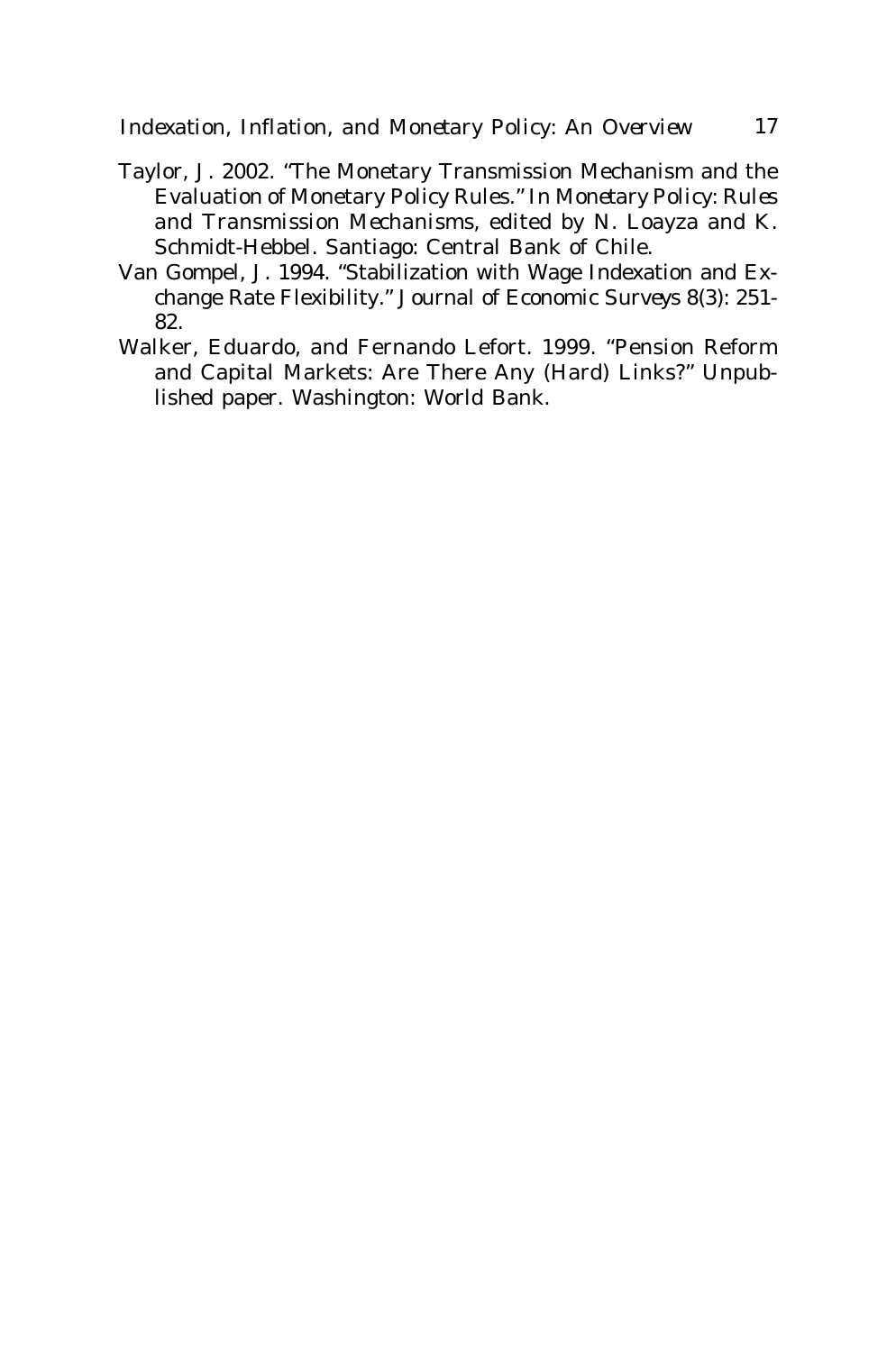Taylor, J. 2002. "The Monetary Transmission Mechanism and the Evaluation of Monetary Policy Rules." In *Monetary Policy: Rules and Transmission Mechanisms*, edited by N. Loayza and K. Schmidt-Hebbel. Santiago: Central Bank of Chile.

Van Gompel, J. 1994. "Stabilization with Wage Indexation and Exchange Rate Flexibility." *Journal of Economic Surveys* 8(3): 251-82.

Walker, Eduardo, and Fernando Lefort. 1999. "Pension Reform and Capital Markets: Are There Any (Hard) Links?" Unpublished paper. Washington: World Bank.